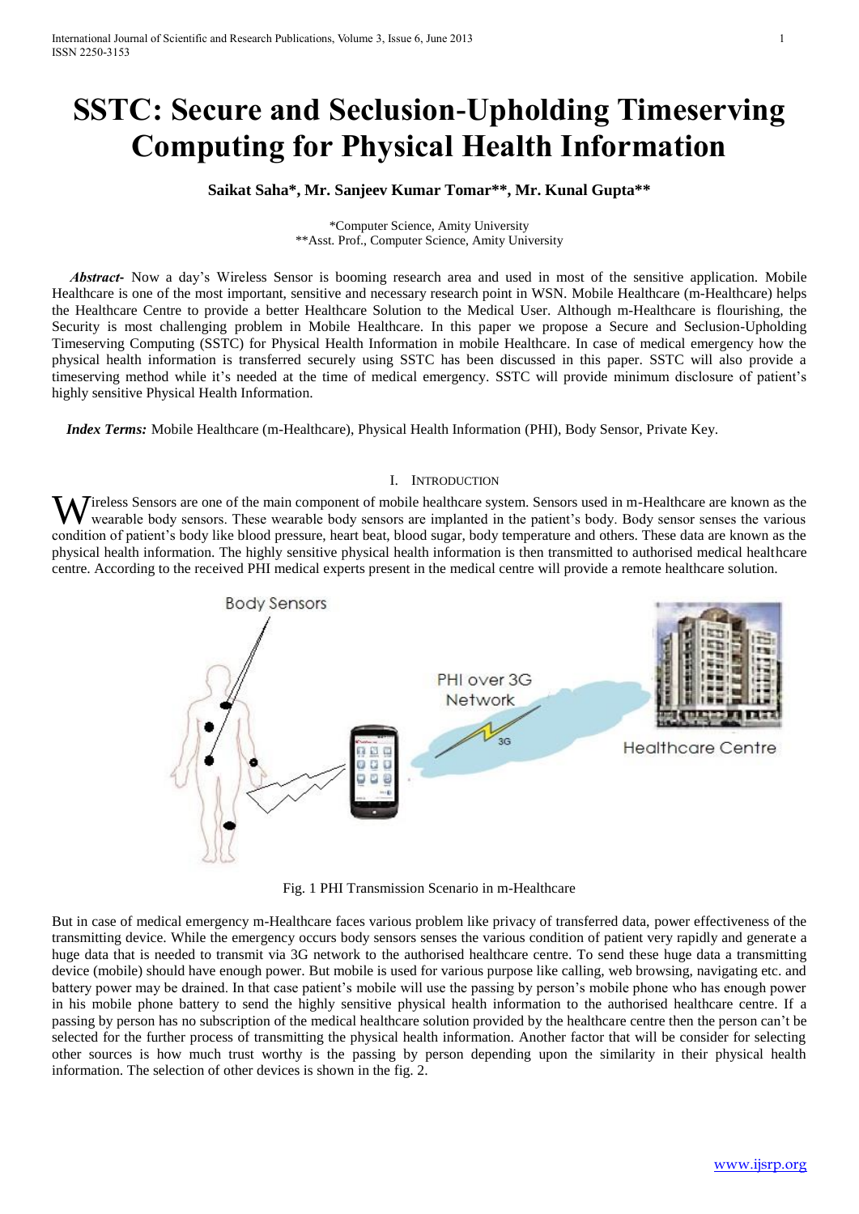# SSTC: Secure and Seclusion-Upholding Timeserving Computing for Physical Health Information

**Saikat Saha*, Mr. Sanjeev Kumar Tomar**, Mr. Kunal Gupta****

*Computer Science, Amity University
**Asst. Prof., Computer Science, Amity University

***Abstract-*** Now a day's Wireless Sensor is booming research area and used in most of the sensitive application. Mobile Healthcare is one of the most important, sensitive and necessary research point in WSN. Mobile Healthcare (m-Healthcare) helps the Healthcare Centre to provide a better Healthcare Solution to the Medical User. Although m-Healthcare is flourishing, the Security is most challenging problem in Mobile Healthcare. In this paper we propose a Secure and Seclusion-Upholding Timeserving Computing (SSTC) for Physical Health Information in mobile Healthcare. In case of medical emergency how the physical health information is transferred securely using SSTC has been discussed in this paper. SSTC will also provide a timeserving method while it's needed at the time of medical emergency. SSTC will provide minimum disclosure of patient's highly sensitive Physical Health Information.

***Index Terms:*** Mobile Healthcare (m-Healthcare), Physical Health Information (PHI), Body Sensor, Private Key.

## I. Introduction

Wireless Sensors are one of the main component of mobile healthcare system. Sensors used in m-Healthcare are known as the wearable body sensors. These wearable body sensors are implanted in the patient's body. Body sensor senses the various condition of patient's body like blood pressure, heart beat, blood sugar, body temperature and others. These data are known as the physical health information. The highly sensitive physical health information is then transmitted to authorised medical healthcare centre. According to the received PHI medical experts present in the medical centre will provide a remote healthcare solution.

Fig. 1 PHI Transmission Scenario in m-Healthcare

But in case of medical emergency m-Healthcare faces various problem like privacy of transferred data, power effectiveness of the transmitting device. While the emergency occurs body sensors senses the various condition of patient very rapidly and generate a huge data that is needed to transmit via 3G network to the authorised healthcare centre. To send these huge data a transmitting device (mobile) should have enough power. But mobile is used for various purpose like calling, web browsing, navigating etc. and battery power may be drained. In that case patient's mobile will use the passing by person's mobile phone who has enough power in his mobile phone battery to send the highly sensitive physical health information to the authorised healthcare centre. If a passing by person has no subscription of the medical healthcare solution provided by the healthcare centre then the person can't be selected for the further process of transmitting the physical health information. Another factor that will be consider for selecting other sources is how much trust worthy is the passing by person depending upon the similarity in their physical health information. The selection of other devices is shown in the fig. 2.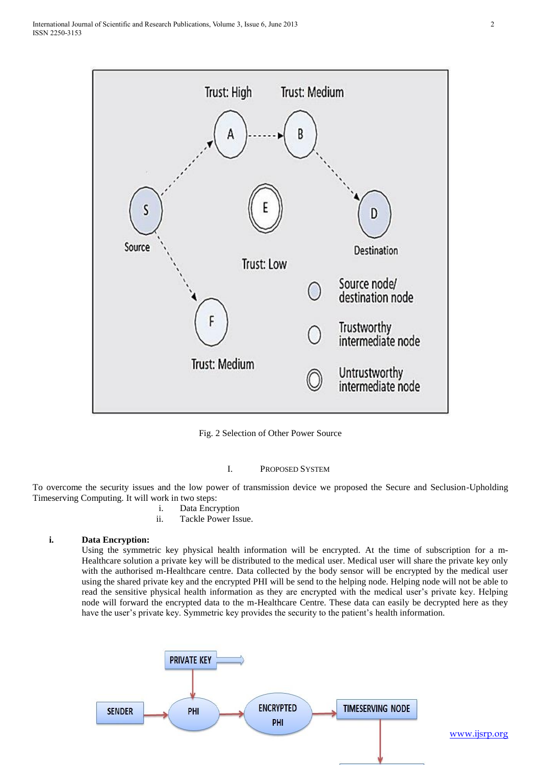Fig. 2 Selection of Other Power Source

## I. PROPOSED SYSTEM

To overcome the security issues and the low power of transmission device we proposed the Secure and Seclusion-Upholding Timeserving Computing. It will work in two steps:

i. Data Encryption
ii. Tackle Power Issue.

### i. Data Encryption:

Using the symmetric key physical health information will be encrypted. At the time of subscription for a m-Healthcare solution a private key will be distributed to the medical user. Medical user will share the private key only with the authorised m-Healthcare centre. Data collected by the body sensor will be encrypted by the medical user using the shared private key and the encrypted PHI will be send to the helping node. Helping node will not be able to read the sensitive physical health information as they are encrypted with the medical user's private key. Helping node will forward the encrypted data to the m-Healthcare Centre. These data can easily be decrypted here as they have the user's private key. Symmetric key provides the security to the patient's health information.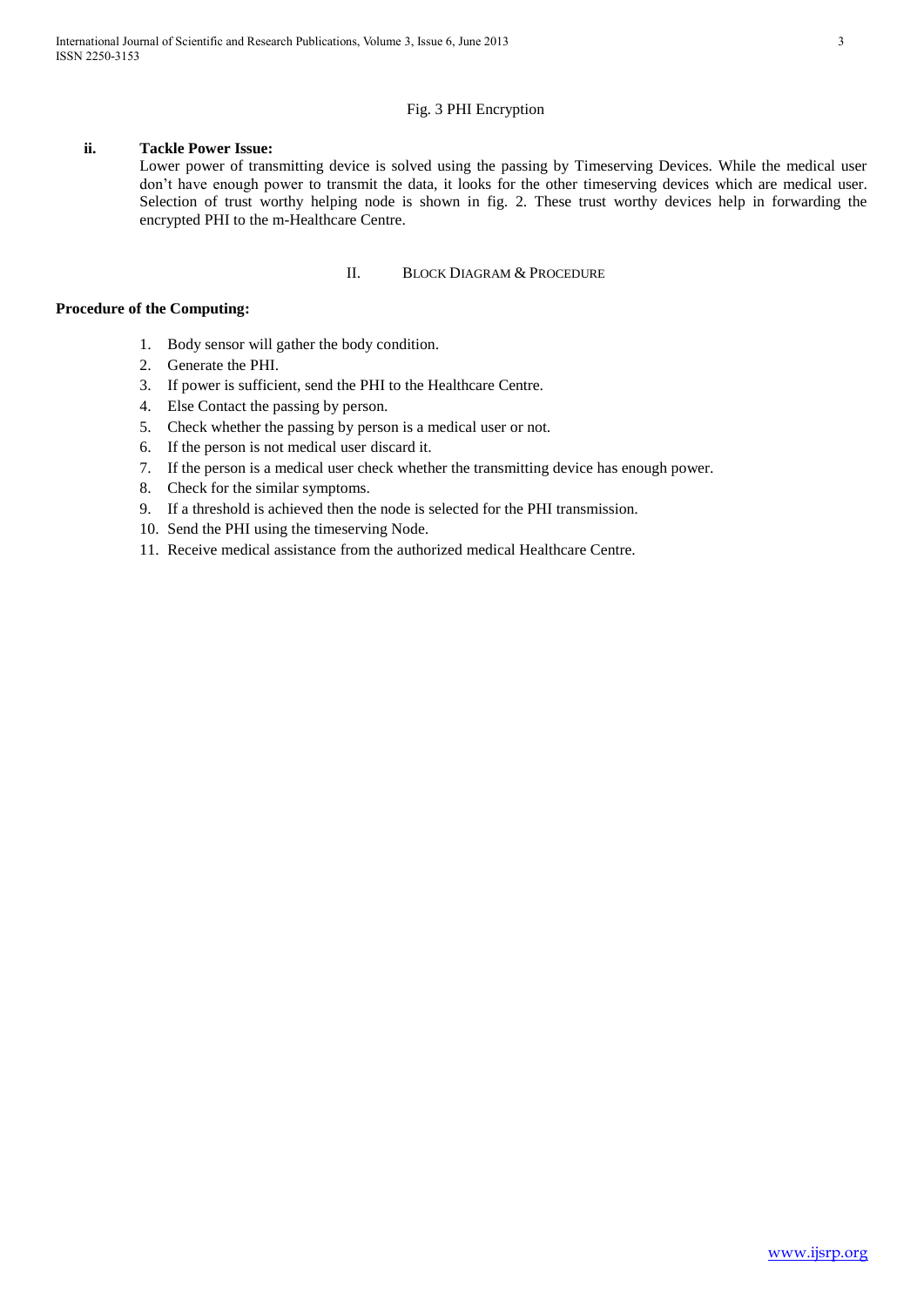Fig. 3 PHI Encryption

**ii. Tackle Power Issue:**

Lower power of transmitting device is solved using the passing by Timeserving Devices. While the medical user don't have enough power to transmit the data, it looks for the other timeserving devices which are medical user. Selection of trust worthy helping node is shown in fig. 2. These trust worthy devices help in forwarding the encrypted PHI to the m-Healthcare Centre.

## II. Block Diagram & Procedure

**Procedure of the Computing:**

1. Body sensor will gather the body condition.
2. Generate the PHI.
3. If power is sufficient, send the PHI to the Healthcare Centre.
4. Else Contact the passing by person.
5. Check whether the passing by person is a medical user or not.
6. If the person is not medical user discard it.
7. If the person is a medical user check whether the transmitting device has enough power.
8. Check for the similar symptoms.
9. If a threshold is achieved then the node is selected for the PHI transmission.
10. Send the PHI using the timeserving Node.
11. Receive medical assistance from the authorized medical Healthcare Centre.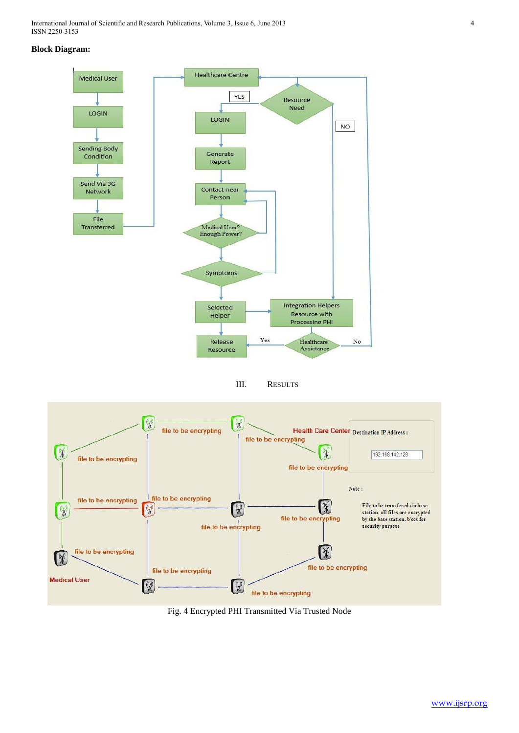**Block Diagram:**

III. RESULTS

Fig. 4 Encrypted PHI Transmitted Via Trusted Node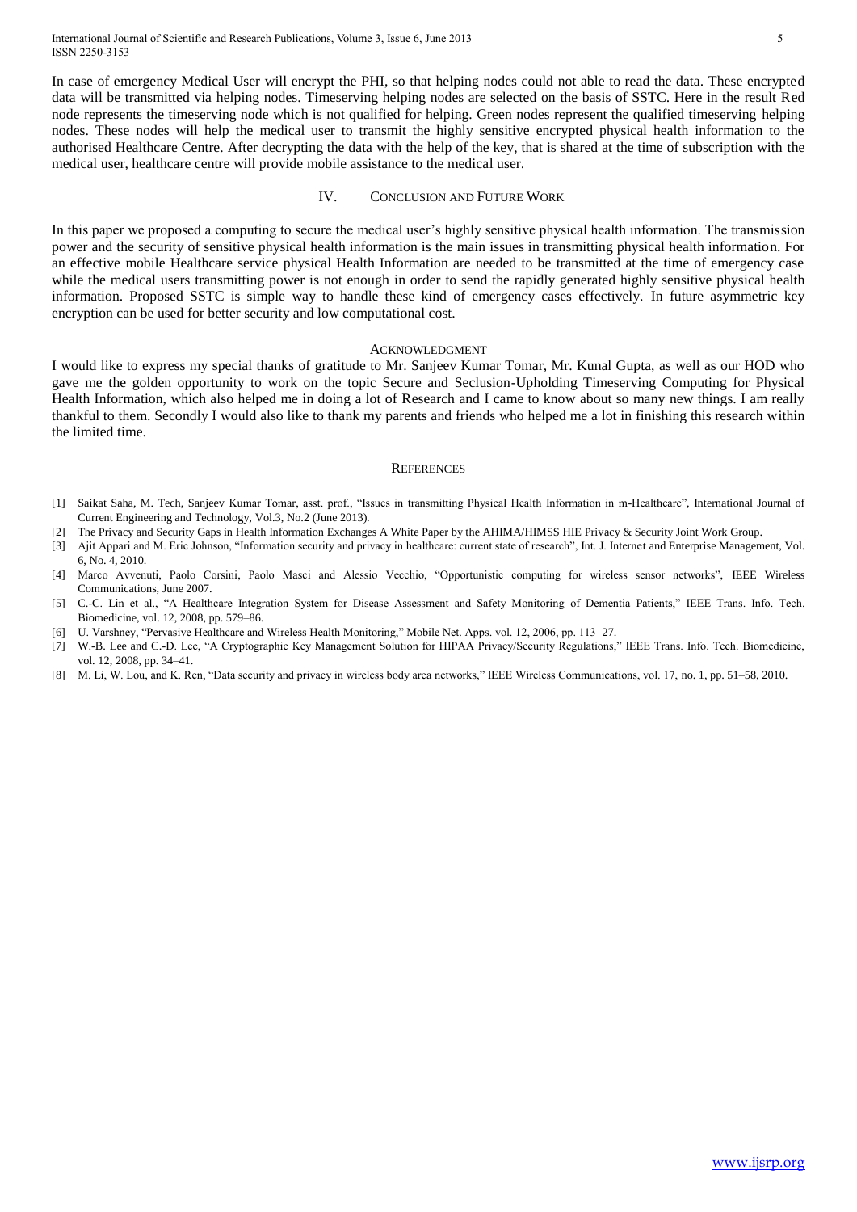In case of emergency Medical User will encrypt the PHI, so that helping nodes could not able to read the data. These encrypted data will be transmitted via helping nodes. Timeserving helping nodes are selected on the basis of SSTC. Here in the result Red node represents the timeserving node which is not qualified for helping. Green nodes represent the qualified timeserving helping nodes. These nodes will help the medical user to transmit the highly sensitive encrypted physical health information to the authorised Healthcare Centre. After decrypting the data with the help of the key, that is shared at the time of subscription with the medical user, healthcare centre will provide mobile assistance to the medical user.

## IV. Conclusion and Future Work

In this paper we proposed a computing to secure the medical user's highly sensitive physical health information. The transmission power and the security of sensitive physical health information is the main issues in transmitting physical health information. For an effective mobile Healthcare service physical Health Information are needed to be transmitted at the time of emergency case while the medical users transmitting power is not enough in order to send the rapidly generated highly sensitive physical health information. Proposed SSTC is simple way to handle these kind of emergency cases effectively. In future asymmetric key encryption can be used for better security and low computational cost.

## Acknowledgment

I would like to express my special thanks of gratitude to Mr. Sanjeev Kumar Tomar, Mr. Kunal Gupta, as well as our HOD who gave me the golden opportunity to work on the topic Secure and Seclusion-Upholding Timeserving Computing for Physical Health Information, which also helped me in doing a lot of Research and I came to know about so many new things. I am really thankful to them. Secondly I would also like to thank my parents and friends who helped me a lot in finishing this research within the limited time.

## References

[1] Saikat Saha, M. Tech, Sanjeev Kumar Tomar, asst. prof., "Issues in transmitting Physical Health Information in m-Healthcare", International Journal of Current Engineering and Technology, Vol.3, No.2 (June 2013).

[2] The Privacy and Security Gaps in Health Information Exchanges A White Paper by the AHIMA/HIMSS HIE Privacy & Security Joint Work Group.

[3] Ajit Appari and M. Eric Johnson, "Information security and privacy in healthcare: current state of research", Int. J. Internet and Enterprise Management, Vol. 6, No. 4, 2010.

[4] Marco Avvenuti, Paolo Corsini, Paolo Masci and Alessio Vecchio, "Opportunistic computing for wireless sensor networks", IEEE Wireless Communications, June 2007.

[5] C.-C. Lin et al., "A Healthcare Integration System for Disease Assessment and Safety Monitoring of Dementia Patients," IEEE Trans. Info. Tech. Biomedicine, vol. 12, 2008, pp. 579–86.

[6] U. Varshney, "Pervasive Healthcare and Wireless Health Monitoring," Mobile Net. Apps. vol. 12, 2006, pp. 113–27.

[7] W.-B. Lee and C.-D. Lee, "A Cryptographic Key Management Solution for HIPAA Privacy/Security Regulations," IEEE Trans. Info. Tech. Biomedicine, vol. 12, 2008, pp. 34–41.

[8] M. Li, W. Lou, and K. Ren, "Data security and privacy in wireless body area networks," IEEE Wireless Communications, vol. 17, no. 1, pp. 51–58, 2010.